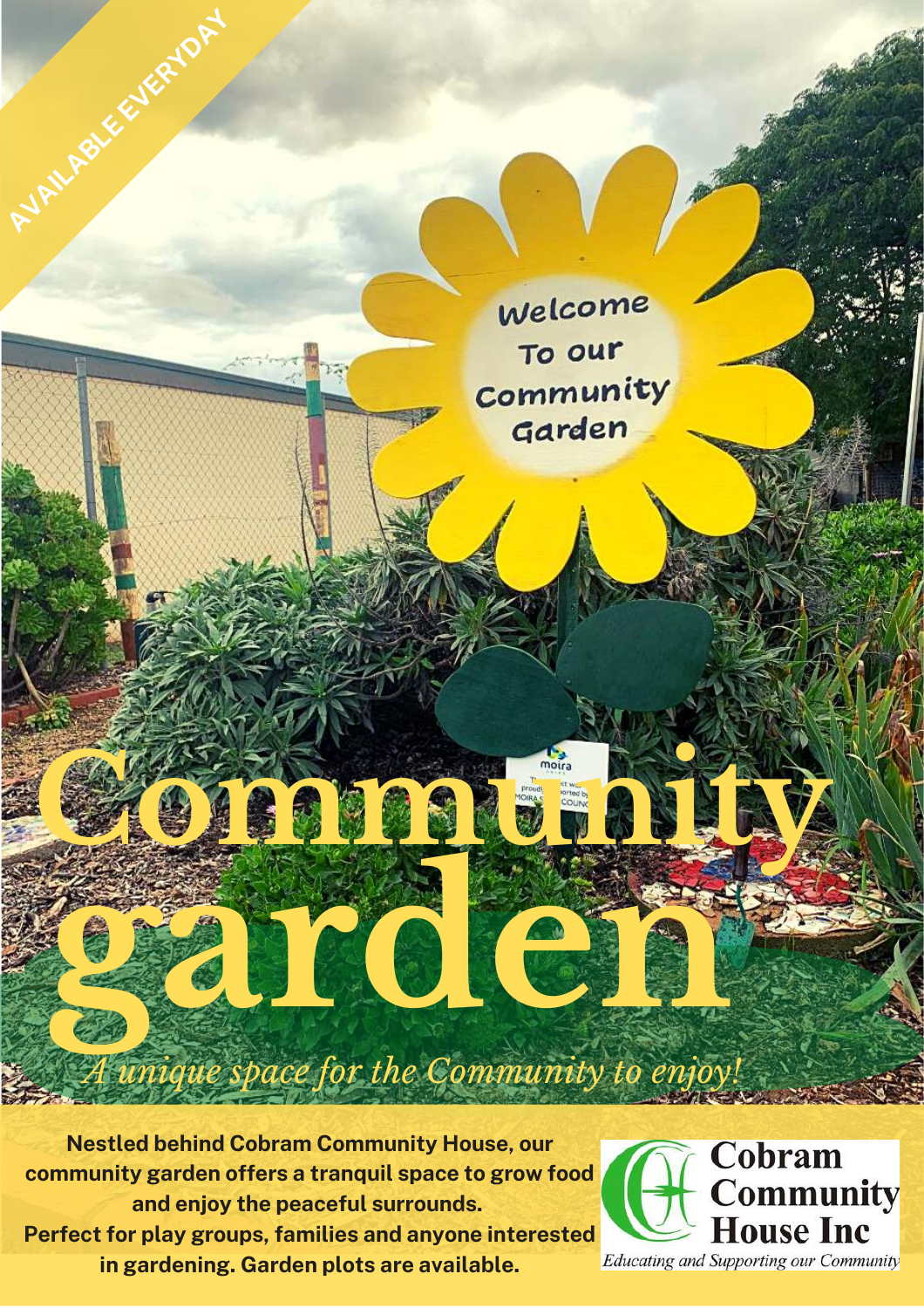AVAILABLE EVERYDAY

# Community garden

*A unique space for the Community to enjoy!*

**Nestled behind Cobram Community House, our community garden offers a tranquil space to grow food and enjoy the peaceful surrounds.**
**Perfect for play groups, families and anyone interested in gardening. Garden plots are available.**

Cobram Community House Inc
*Educating and Supporting our Community*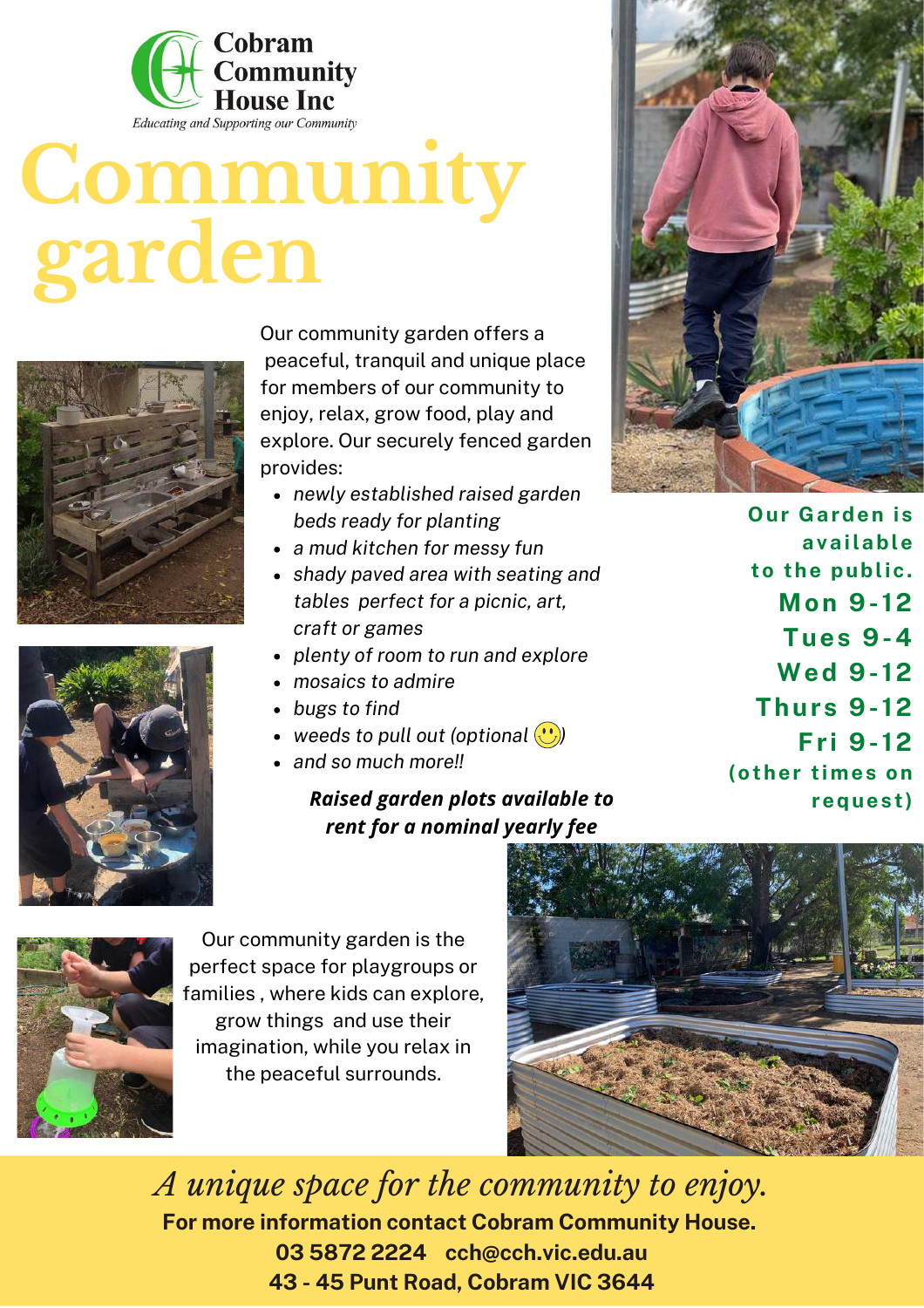Cobram Community House Inc
*Educating and Supporting our Community*

# Community garden

Our community garden offers a peaceful, tranquil and unique place for members of our community to enjoy, relax, grow food, play and explore. Our securely fenced garden provides:

- *newly established raised garden beds ready for planting*
- *a mud kitchen for messy fun*
- *shady paved area with seating and tables perfect for a picnic, art, craft or games*
- *plenty of room to run and explore*
- *mosaics to admire*
- *bugs to find*
- *weeds to pull out (optional 🙂)*
- *and so much more!!*

***Raised garden plots available to rent for a nominal yearly fee***

**Our Garden is available to the public.**

**Mon 9-12**
**Tues 9-4**
**Wed 9-12**
**Thurs 9-12**
**Fri 9-12**
**(other times on request)**

Our community garden is the perfect space for playgroups or families , where kids can explore, grow things and use their imagination, while you relax in the peaceful surrounds.

*A unique space for the community to enjoy.*

**For more information contact Cobram Community House.**
**03 5872 2224 cch@cch.vic.edu.au**
**43 - 45 Punt Road, Cobram VIC 3644**